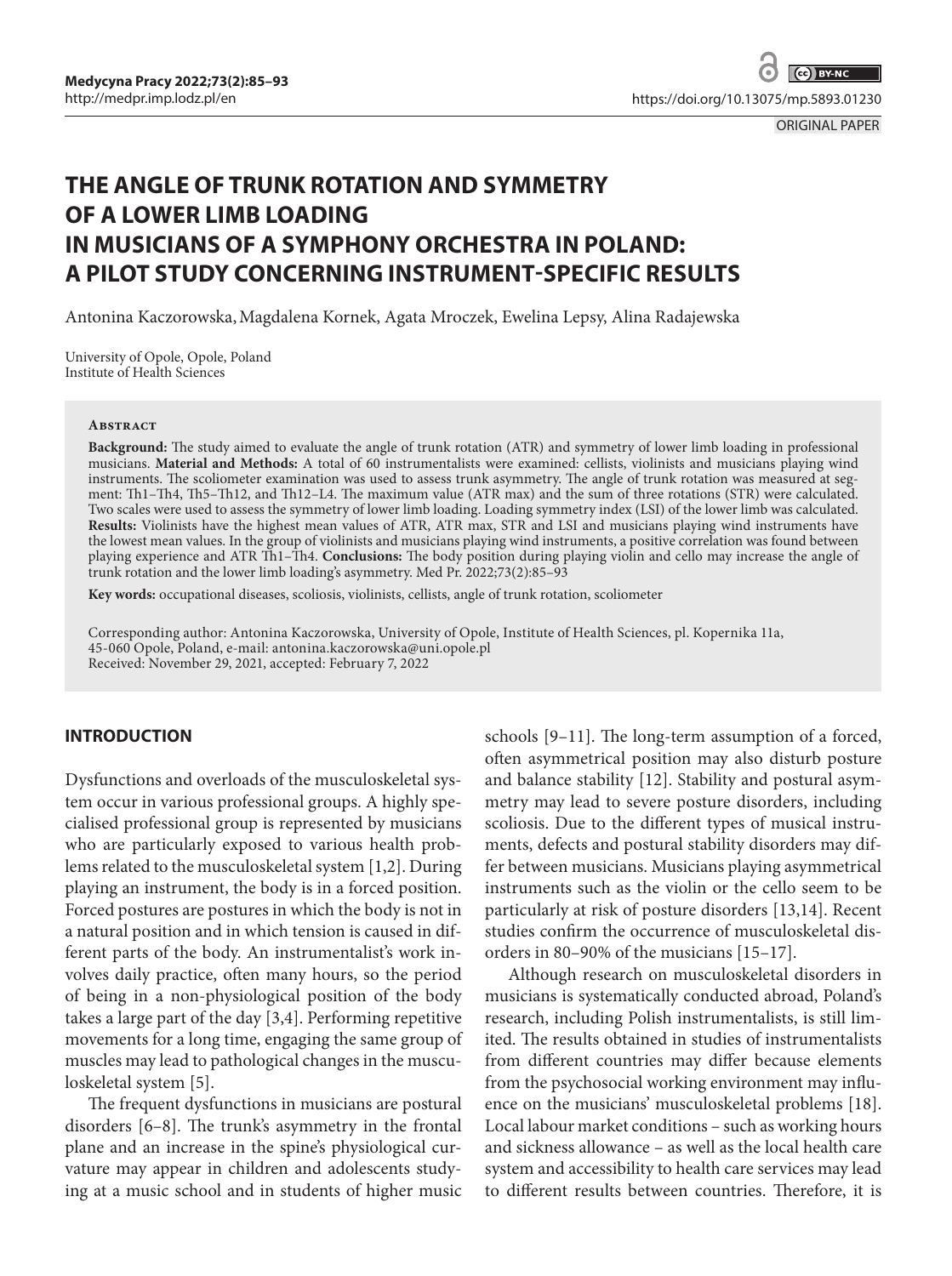ORIGINAL PAPER

# THE ANGLE OF TRUNK ROTATION AND SYMMETRY OF A LOWER LIMB LOADING IN MUSICIANS OF A SYMPHONY ORCHESTRA IN POLAND: A PILOT STUDY CONCERNING INSTRUMENT-SPECIFIC RESULTS

Antonina Kaczorowska, Magdalena Kornek, Agata Mroczek, Ewelina Lepsy, Alina Radajewska

University of Opole, Opole, Poland
Institute of Health Sciences

## Abstract

**Background:** The study aimed to evaluate the angle of trunk rotation (ATR) and symmetry of lower limb loading in professional musicians. **Material and Methods:** A total of 60 instrumentalists were examined: cellists, violinists and musicians playing wind instruments. The scoliometer examination was used to assess trunk asymmetry. The angle of trunk rotation was measured at segment: Th1–Th4, Th5–Th12, and Th12–L4. The maximum value (ATR max) and the sum of three rotations (STR) were calculated. Two scales were used to assess the symmetry of lower limb loading. Loading symmetry index (LSI) of the lower limb was calculated. **Results:** Violinists have the highest mean values of ATR, ATR max, STR and LSI and musicians playing wind instruments have the lowest mean values. In the group of violinists and musicians playing wind instruments, a positive correlation was found between playing experience and ATR Th1–Th4. **Conclusions:** The body position during playing violin and cello may increase the angle of trunk rotation and the lower limb loading's asymmetry. Med Pr. 2022;73(2):85–93

**Key words:** occupational diseases, scoliosis, violinists, cellists, angle of trunk rotation, scoliometer

Corresponding author: Antonina Kaczorowska, University of Opole, Institute of Health Sciences, pl. Kopernika 11a, 45-060 Opole, Poland, e-mail: antonina.kaczorowska@uni.opole.pl
Received: November 29, 2021, accepted: February 7, 2022

## INTRODUCTION

Dysfunctions and overloads of the musculoskeletal system occur in various professional groups. A highly specialised professional group is represented by musicians who are particularly exposed to various health problems related to the musculoskeletal system [1,2]. During playing an instrument, the body is in a forced position. Forced postures are postures in which the body is not in a natural position and in which tension is caused in different parts of the body. An instrumentalist's work involves daily practice, often many hours, so the period of being in a non-physiological position of the body takes a large part of the day [3,4]. Performing repetitive movements for a long time, engaging the same group of muscles may lead to pathological changes in the musculoskeletal system [5].

The frequent dysfunctions in musicians are postural disorders [6–8]. The trunk's asymmetry in the frontal plane and an increase in the spine's physiological curvature may appear in children and adolescents studying at a music school and in students of higher music schools [9–11]. The long-term assumption of a forced, often asymmetrical position may also disturb posture and balance stability [12]. Stability and postural asymmetry may lead to severe posture disorders, including scoliosis. Due to the different types of musical instruments, defects and postural stability disorders may differ between musicians. Musicians playing asymmetrical instruments such as the violin or the cello seem to be particularly at risk of posture disorders [13,14]. Recent studies confirm the occurrence of musculoskeletal disorders in 80–90% of the musicians [15–17].

Although research on musculoskeletal disorders in musicians is systematically conducted abroad, Poland's research, including Polish instrumentalists, is still limited. The results obtained in studies of instrumentalists from different countries may differ because elements from the psychosocial working environment may influence on the musicians' musculoskeletal problems [18]. Local labour market conditions – such as working hours and sickness allowance – as well as the local health care system and accessibility to health care services may lead to different results between countries. Therefore, it is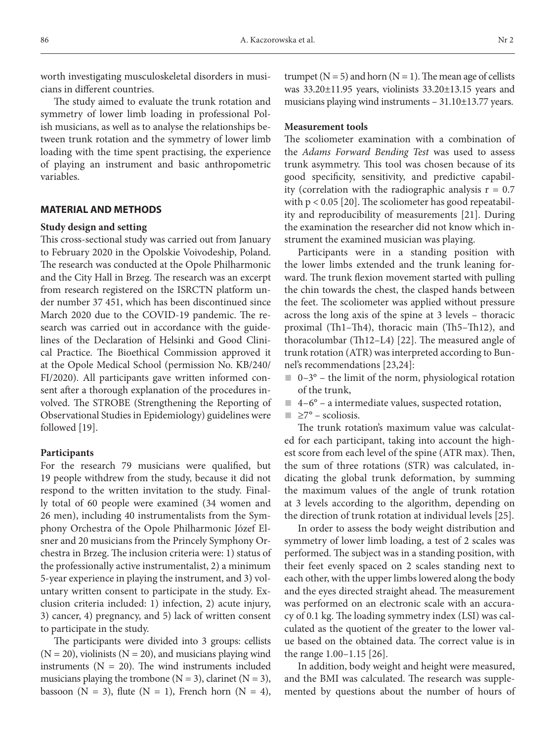worth investigating musculoskeletal disorders in musicians in different countries.

The study aimed to evaluate the trunk rotation and symmetry of lower limb loading in professional Polish musicians, as well as to analyse the relationships between trunk rotation and the symmetry of lower limb loading with the time spent practising, the experience of playing an instrument and basic anthropometric variables.

## MATERIAL AND METHODS

### Study design and setting

This cross-sectional study was carried out from January to February 2020 in the Opolskie Voivodeship, Poland. The research was conducted at the Opole Philharmonic and the City Hall in Brzeg. The research was an excerpt from research registered on the ISRCTN platform under number 37 451, which has been discontinued since March 2020 due to the COVID-19 pandemic. The research was carried out in accordance with the guidelines of the Declaration of Helsinki and Good Clinical Practice. The Bioethical Commission approved it at the Opole Medical School (permission No. KB/240/FI/2020). All participants gave written informed consent after a thorough explanation of the procedures involved. The STROBE (Strengthening the Reporting of Observational Studies in Epidemiology) guidelines were followed [19].

### Participants

For the research 79 musicians were qualified, but 19 people withdrew from the study, because it did not respond to the written invitation to the study. Finally total of 60 people were examined (34 women and 26 men), including 40 instrumentalists from the Symphony Orchestra of the Opole Philharmonic Józef Elsner and 20 musicians from the Princely Symphony Orchestra in Brzeg. The inclusion criteria were: 1) status of the professionally active instrumentalist, 2) a minimum 5-year experience in playing the instrument, and 3) voluntary written consent to participate in the study. Exclusion criteria included: 1) infection, 2) acute injury, 3) cancer, 4) pregnancy, and 5) lack of written consent to participate in the study.

The participants were divided into 3 groups: cellists (N = 20), violinists (N = 20), and musicians playing wind instruments (N = 20). The wind instruments included musicians playing the trombone (N = 3), clarinet (N = 3), bassoon (N = 3), flute (N = 1), French horn (N = 4), trumpet (N = 5) and horn (N = 1). The mean age of cellists was 33.20±11.95 years, violinists 33.20±13.15 years and musicians playing wind instruments – 31.10±13.77 years.

### Measurement tools

The scoliometer examination with a combination of the *Adams Forward Bending Test* was used to assess trunk asymmetry. This tool was chosen because of its good specificity, sensitivity, and predictive capability (correlation with the radiographic analysis $r = 0.7$ with $p < 0.05$ [20]. The scoliometer has good repeatability and reproducibility of measurements [21]. During the examination the researcher did not know which instrument the examined musician was playing.

Participants were in a standing position with the lower limbs extended and the trunk leaning forward. The trunk flexion movement started with pulling the chin towards the chest, the clasped hands between the feet. The scoliometer was applied without pressure across the long axis of the spine at 3 levels – thoracic proximal (Th1–Th4), thoracic main (Th5–Th12), and thoracolumbar (Th12–L4) [22]. The measured angle of trunk rotation (ATR) was interpreted according to Bunnel's recommendations [23,24]:

- 0–3° – the limit of the norm, physiological rotation of the trunk,
- 4–6° – a intermediate values, suspected rotation,
- ≥7° – scoliosis.

The trunk rotation's maximum value was calculated for each participant, taking into account the highest score from each level of the spine (ATR max). Then, the sum of three rotations (STR) was calculated, indicating the global trunk deformation, by summing the maximum values of the angle of trunk rotation at 3 levels according to the algorithm, depending on the direction of trunk rotation at individual levels [25].

In order to assess the body weight distribution and symmetry of lower limb loading, a test of 2 scales was performed. The subject was in a standing position, with their feet evenly spaced on 2 scales standing next to each other, with the upper limbs lowered along the body and the eyes directed straight ahead. The measurement was performed on an electronic scale with an accuracy of 0.1 kg. The loading symmetry index (LSI) was calculated as the quotient of the greater to the lower value based on the obtained data. The correct value is in the range 1.00–1.15 [26].

In addition, body weight and height were measured, and the BMI was calculated. The research was supplemented by questions about the number of hours of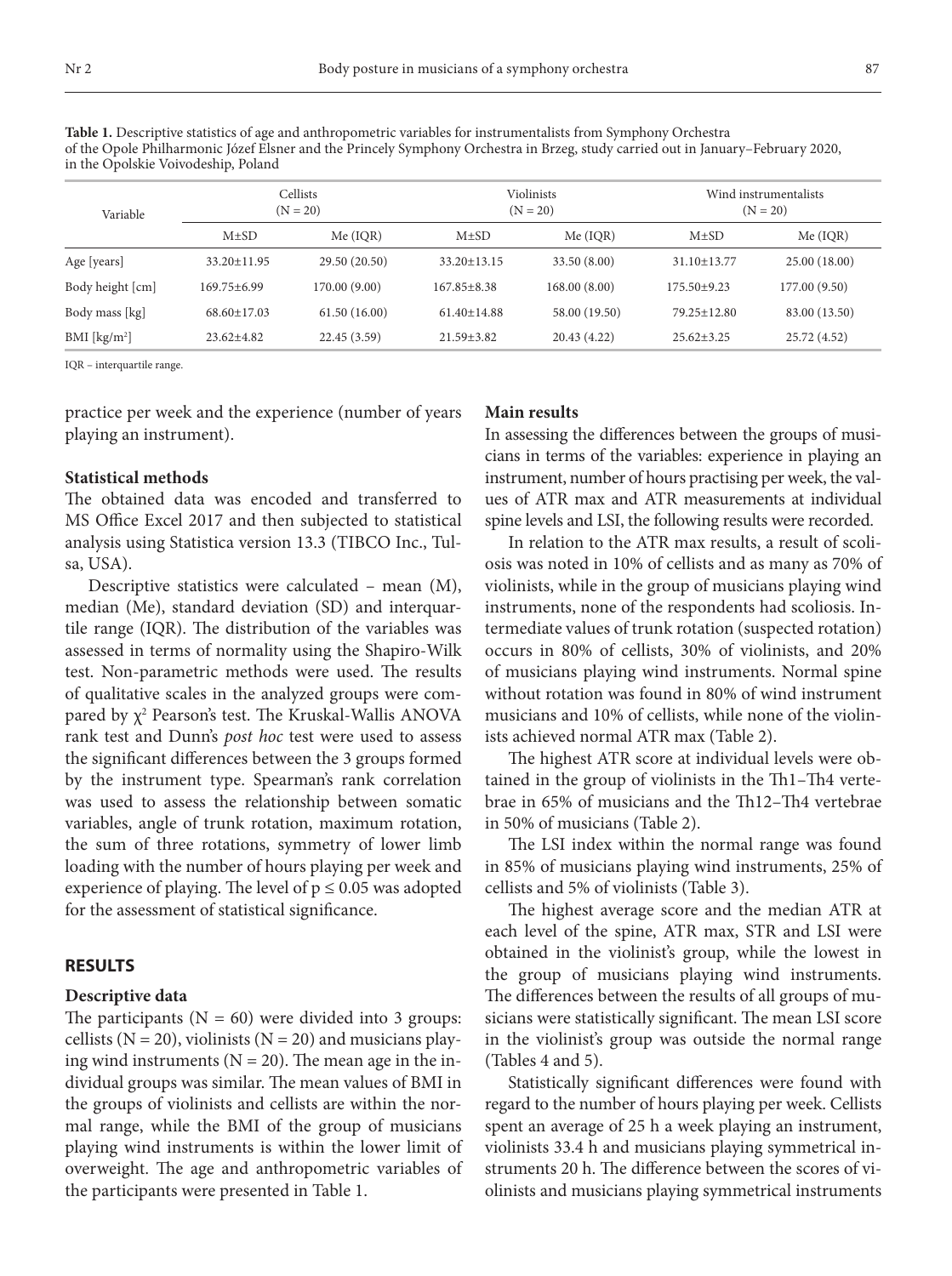**Table 1.** Descriptive statistics of age and anthropometric variables for instrumentalists from Symphony Orchestra of the Opole Philharmonic Józef Elsner and the Princely Symphony Orchestra in Brzeg, study carried out in January–February 2020, in the Opolskie Voivodeship, Poland

| Variable | Cellists (N = 20) | | Violinists (N = 20) | | Wind instrumentalists (N = 20) | |
|---|---|---|---|---|---|---|
| | M±SD | Me (IQR) | M±SD | Me (IQR) | M±SD | Me (IQR) |
| Age [years] | 33.20±11.95 | 29.50 (20.50) | 33.20±13.15 | 33.50 (8.00) | 31.10±13.77 | 25.00 (18.00) |
| Body height [cm] | 169.75±6.99 | 170.00 (9.00) | 167.85±8.38 | 168.00 (8.00) | 175.50±9.23 | 177.00 (9.50) |
| Body mass [kg] | 68.60±17.03 | 61.50 (16.00) | 61.40±14.88 | 58.00 (19.50) | 79.25±12.80 | 83.00 (13.50) |
| BMI [kg/m$^2$] | 23.62±4.82 | 22.45 (3.59) | 21.59±3.82 | 20.43 (4.22) | 25.62±3.25 | 25.72 (4.52) |

IQR – interquartile range.

practice per week and the experience (number of years playing an instrument).

### Statistical methods

The obtained data was encoded and transferred to MS Office Excel 2017 and then subjected to statistical analysis using Statistica version 13.3 (TIBCO Inc., Tulsa, USA).

Descriptive statistics were calculated – mean (M), median (Me), standard deviation (SD) and interquartile range (IQR). The distribution of the variables was assessed in terms of normality using the Shapiro-Wilk test. Non-parametric methods were used. The results of qualitative scales in the analyzed groups were compared by $\chi^2$ Pearson's test. The Kruskal-Wallis ANOVA rank test and Dunn's *post hoc* test were used to assess the significant differences between the 3 groups formed by the instrument type. Spearman's rank correlation was used to assess the relationship between somatic variables, angle of trunk rotation, maximum rotation, the sum of three rotations, symmetry of lower limb loading with the number of hours playing per week and experience of playing. The level of $p \leq 0.05$ was adopted for the assessment of statistical significance.

## RESULTS

### Descriptive data

The participants (N = 60) were divided into 3 groups: cellists (N = 20), violinists (N = 20) and musicians playing wind instruments (N = 20). The mean age in the individual groups was similar. The mean values of BMI in the groups of violinists and cellists are within the normal range, while the BMI of the group of musicians playing wind instruments is within the lower limit of overweight. The age and anthropometric variables of the participants were presented in Table 1.

### Main results

In assessing the differences between the groups of musicians in terms of the variables: experience in playing an instrument, number of hours practising per week, the values of ATR max and ATR measurements at individual spine levels and LSI, the following results were recorded.

In relation to the ATR max results, a result of scoliosis was noted in 10% of cellists and as many as 70% of violinists, while in the group of musicians playing wind instruments, none of the respondents had scoliosis. Intermediate values of trunk rotation (suspected rotation) occurs in 80% of cellists, 30% of violinists, and 20% of musicians playing wind instruments. Normal spine without rotation was found in 80% of wind instrument musicians and 10% of cellists, while none of the violinists achieved normal ATR max (Table 2).

The highest ATR score at individual levels were obtained in the group of violinists in the Th1–Th4 vertebrae in 65% of musicians and the Th12–Th4 vertebrae in 50% of musicians (Table 2).

The LSI index within the normal range was found in 85% of musicians playing wind instruments, 25% of cellists and 5% of violinists (Table 3).

The highest average score and the median ATR at each level of the spine, ATR max, STR and LSI were obtained in the violinist's group, while the lowest in the group of musicians playing wind instruments. The differences between the results of all groups of musicians were statistically significant. The mean LSI score in the violinist's group was outside the normal range (Tables 4 and 5).

Statistically significant differences were found with regard to the number of hours playing per week. Cellists spent an average of 25 h a week playing an instrument, violinists 33.4 h and musicians playing symmetrical instruments 20 h. The difference between the scores of violinists and musicians playing symmetrical instruments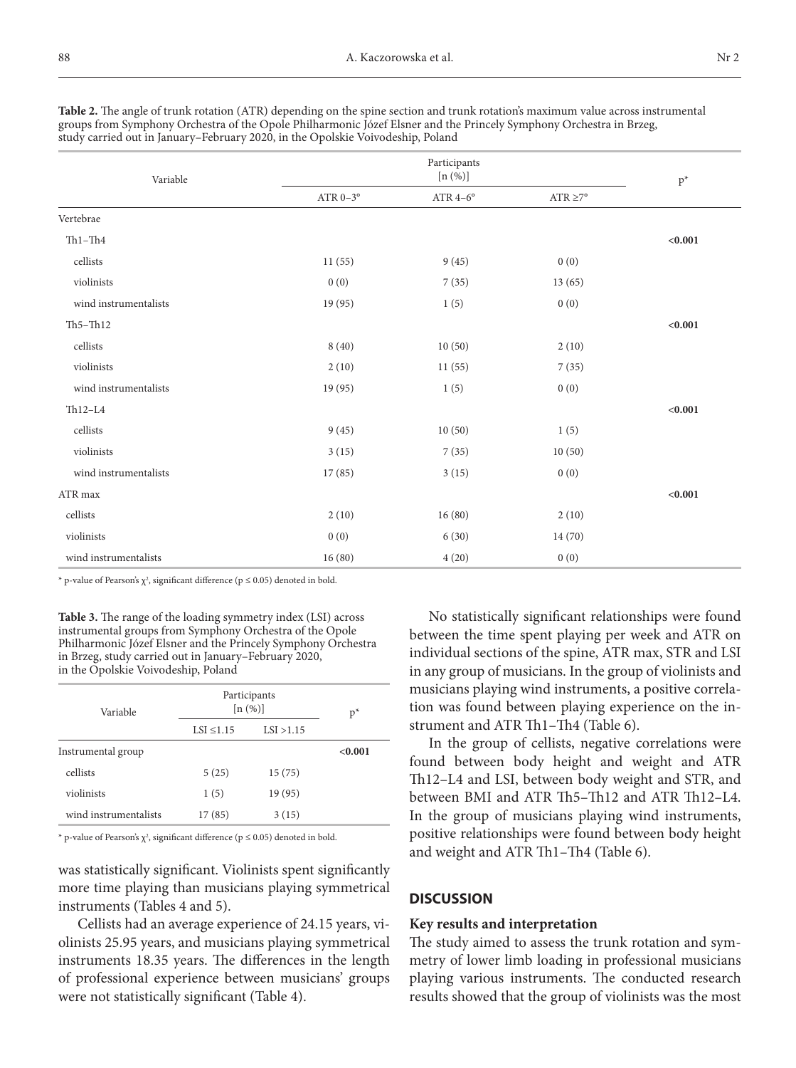**Table 2.** The angle of trunk rotation (ATR) depending on the spine section and trunk rotation's maximum value across instrumental groups from Symphony Orchestra of the Opole Philharmonic Józef Elsner and the Princely Symphony Orchestra in Brzeg, study carried out in January–February 2020, in the Opolskie Voivodeship, Poland

| Variable | Participants [n (%)] | | | p* |
|---|---|---|---|---|
| | ATR 0–3° | ATR 4–6° | ATR ≥7° | |
| Vertebrae | | | | |
| Th1–Th4 | | | | **<0.001** |
| cellists | 11 (55) | 9 (45) | 0 (0) | |
| violinists | 0 (0) | 7 (35) | 13 (65) | |
| wind instrumentalists | 19 (95) | 1 (5) | 0 (0) | |
| Th5–Th12 | | | | **<0.001** |
| cellists | 8 (40) | 10 (50) | 2 (10) | |
| violinists | 2 (10) | 11 (55) | 7 (35) | |
| wind instrumentalists | 19 (95) | 1 (5) | 0 (0) | |
| Th12–L4 | | | | **<0.001** |
| cellists | 9 (45) | 10 (50) | 1 (5) | |
| violinists | 3 (15) | 7 (35) | 10 (50) | |
| wind instrumentalists | 17 (85) | 3 (15) | 0 (0) | |
| ATR max | | | | **<0.001** |
| cellists | 2 (10) | 16 (80) | 2 (10) | |
| violinists | 0 (0) | 6 (30) | 14 (70) | |
| wind instrumentalists | 16 (80) | 4 (20) | 0 (0) | |

* p-value of Pearson's $\chi^2$, significant difference ($p \leq 0.05$) denoted in bold.

**Table 3.** The range of the loading symmetry index (LSI) across instrumental groups from Symphony Orchestra of the Opole Philharmonic Józef Elsner and the Princely Symphony Orchestra in Brzeg, study carried out in January–February 2020, in the Opolskie Voivodeship, Poland

| Variable | Participants [n (%)] | | p* |
|---|---|---|---|
| | LSI ≤1.15 | LSI >1.15 | |
| Instrumental group | | | **<0.001** |
| cellists | 5 (25) | 15 (75) | |
| violinists | 1 (5) | 19 (95) | |
| wind instrumentalists | 17 (85) | 3 (15) | |

* p-value of Pearson's $\chi^2$, significant difference ($p \leq 0.05$) denoted in bold.

was statistically significant. Violinists spent significantly more time playing than musicians playing symmetrical instruments (Tables 4 and 5).

Cellists had an average experience of 24.15 years, violinists 25.95 years, and musicians playing symmetrical instruments 18.35 years. The differences in the length of professional experience between musicians' groups were not statistically significant (Table 4).

No statistically significant relationships were found between the time spent playing per week and ATR on individual sections of the spine, ATR max, STR and LSI in any group of musicians. In the group of violinists and musicians playing wind instruments, a positive correlation was found between playing experience on the instrument and ATR Th1–Th4 (Table 6).

In the group of cellists, negative correlations were found between body height and weight and ATR Th12–L4 and LSI, between body weight and STR, and between BMI and ATR Th5–Th12 and ATR Th12–L4. In the group of musicians playing wind instruments, positive relationships were found between body height and weight and ATR Th1–Th4 (Table 6).

## DISCUSSION

### Key results and interpretation

The study aimed to assess the trunk rotation and symmetry of lower limb loading in professional musicians playing various instruments. The conducted research results showed that the group of violinists was the most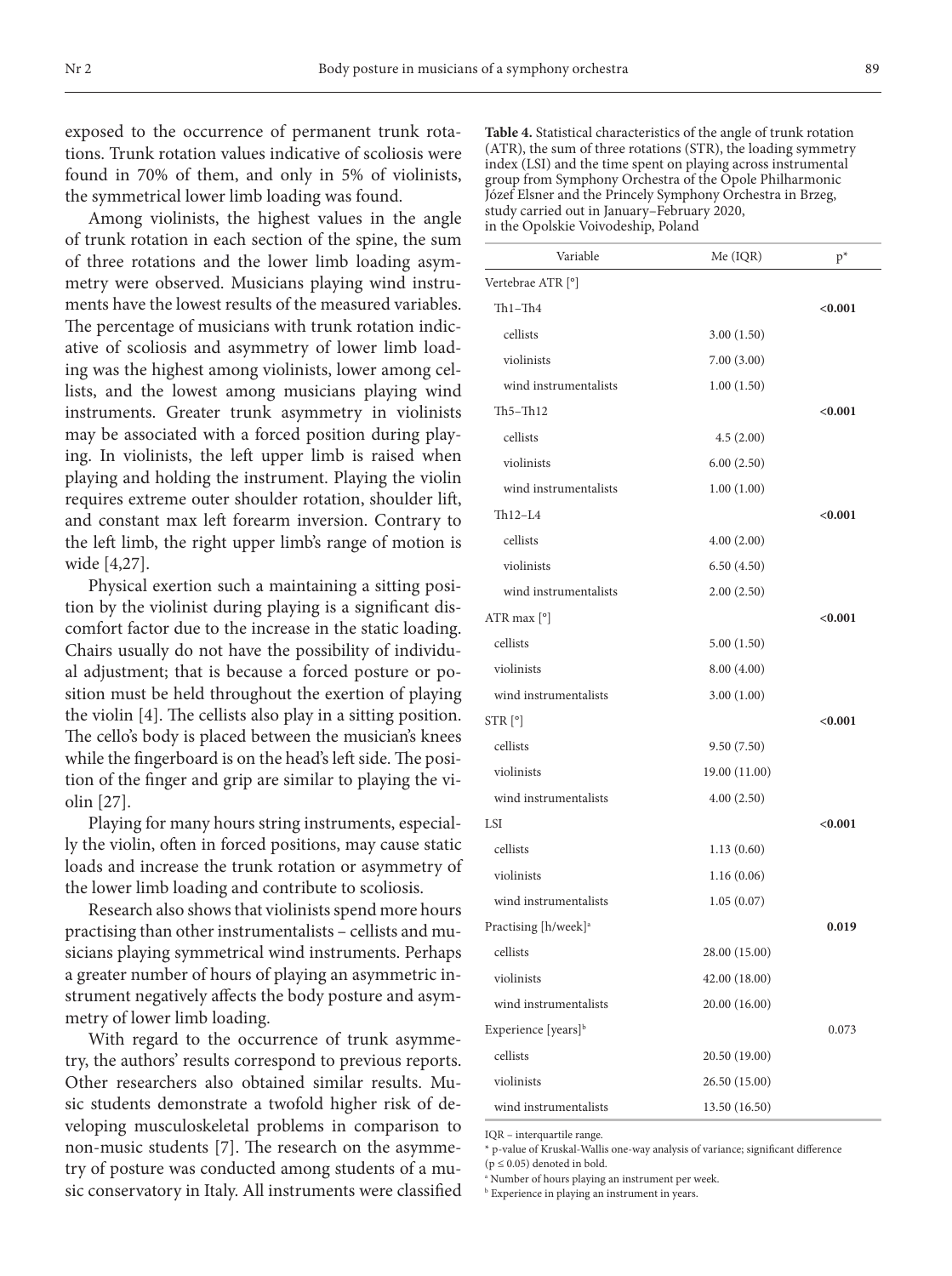exposed to the occurrence of permanent trunk rotations. Trunk rotation values indicative of scoliosis were found in 70% of them, and only in 5% of violinists, the symmetrical lower limb loading was found.

Among violinists, the highest values in the angle of trunk rotation in each section of the spine, the sum of three rotations and the lower limb loading asymmetry were observed. Musicians playing wind instruments have the lowest results of the measured variables. The percentage of musicians with trunk rotation indicative of scoliosis and asymmetry of lower limb loading was the highest among violinists, lower among cellists, and the lowest among musicians playing wind instruments. Greater trunk asymmetry in violinists may be associated with a forced position during playing. In violinists, the left upper limb is raised when playing and holding the instrument. Playing the violin requires extreme outer shoulder rotation, shoulder lift, and constant max left forearm inversion. Contrary to the left limb, the right upper limb's range of motion is wide [4,27].

Physical exertion such a maintaining a sitting position by the violinist during playing is a significant discomfort factor due to the increase in the static loading. Chairs usually do not have the possibility of individual adjustment; that is because a forced posture or position must be held throughout the exertion of playing the violin [4]. The cellists also play in a sitting position. The cello's body is placed between the musician's knees while the fingerboard is on the head's left side. The position of the finger and grip are similar to playing the violin [27].

Playing for many hours string instruments, especially the violin, often in forced positions, may cause static loads and increase the trunk rotation or asymmetry of the lower limb loading and contribute to scoliosis.

Research also shows that violinists spend more hours practising than other instrumentalists – cellists and musicians playing symmetrical wind instruments. Perhaps a greater number of hours of playing an asymmetric instrument negatively affects the body posture and asymmetry of lower limb loading.

With regard to the occurrence of trunk asymmetry, the authors' results correspond to previous reports. Other researchers also obtained similar results. Music students demonstrate a twofold higher risk of developing musculoskeletal problems in comparison to non-music students [7]. The research on the asymmetry of posture was conducted among students of a music conservatory in Italy. All instruments were classified

**Table 4.** Statistical characteristics of the angle of trunk rotation (ATR), the sum of three rotations (STR), the loading symmetry index (LSI) and the time spent on playing across instrumental group from Symphony Orchestra of the Opole Philharmonic Józef Elsner and the Princely Symphony Orchestra in Brzeg, study carried out in January–February 2020, in the Opolskie Voivodeship, Poland

| Variable | Me (IQR) | p* |
|---|---|---|
| Vertebrae ATR [°] | | |
| Th1–Th4 | | **<0.001** |
| cellists | 3.00 (1.50) | |
| violinists | 7.00 (3.00) | |
| wind instrumentalists | 1.00 (1.50) | |
| Th5–Th12 | | **<0.001** |
| cellists | 4.5 (2.00) | |
| violinists | 6.00 (2.50) | |
| wind instrumentalists | 1.00 (1.00) | |
| Th12–L4 | | **<0.001** |
| cellists | 4.00 (2.00) | |
| violinists | 6.50 (4.50) | |
| wind instrumentalists | 2.00 (2.50) | |
| ATR max [°] | | **<0.001** |
| cellists | 5.00 (1.50) | |
| violinists | 8.00 (4.00) | |
| wind instrumentalists | 3.00 (1.00) | |
| STR [°] | | **<0.001** |
| cellists | 9.50 (7.50) | |
| violinists | 19.00 (11.00) | |
| wind instrumentalists | 4.00 (2.50) | |
| LSI | | **<0.001** |
| cellists | 1.13 (0.60) | |
| violinists | 1.16 (0.06) | |
| wind instrumentalists | 1.05 (0.07) | |
| Practising [h/week][a] | | **0.019** |
| cellists | 28.00 (15.00) | |
| violinists | 42.00 (18.00) | |
| wind instrumentalists | 20.00 (16.00) | |
| Experience [years][b] | | 0.073 |
| cellists | 20.50 (19.00) | |
| violinists | 26.50 (15.00) | |
| wind instrumentalists | 13.50 (16.50) | |

IQR – interquartile range.

\* p-value of Kruskal-Wallis one-way analysis of variance; significant difference ($p \leq 0.05$) denoted in bold.

[a] Number of hours playing an instrument per week.

[b] Experience in playing an instrument in years.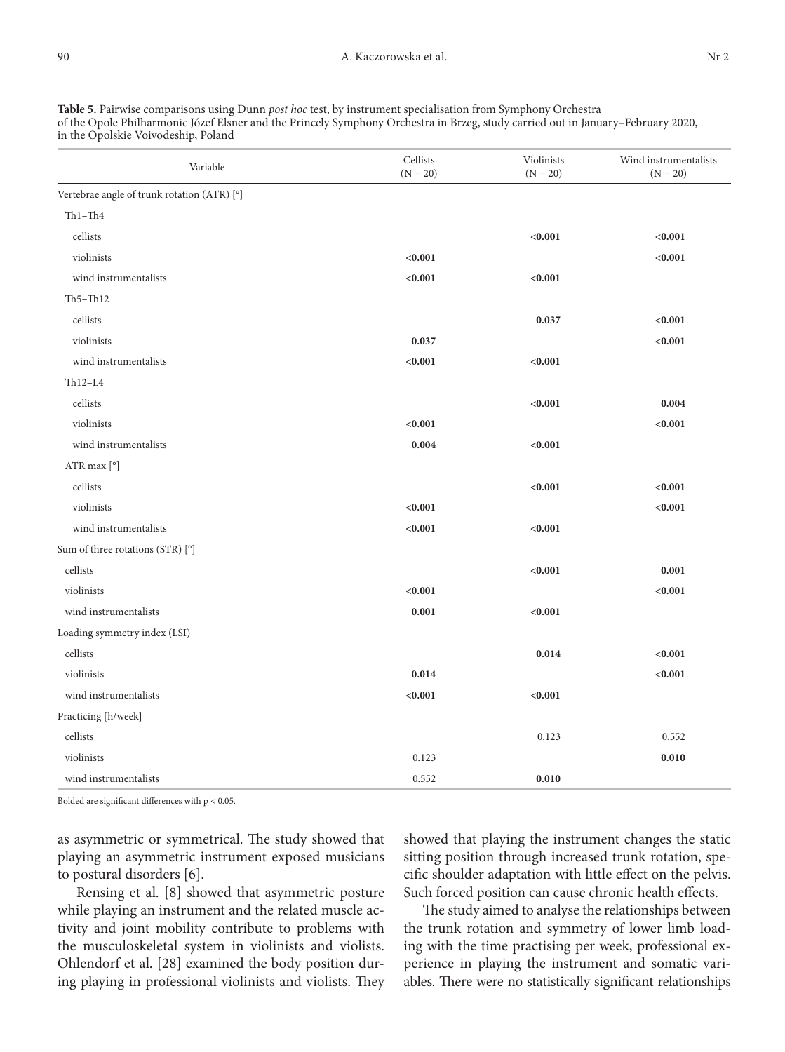**Table 5.** Pairwise comparisons using Dunn *post hoc* test, by instrument specialisation from Symphony Orchestra of the Opole Philharmonic Józef Elsner and the Princely Symphony Orchestra in Brzeg, study carried out in January–February 2020, in the Opolskie Voivodeship, Poland

| Variable | Cellists (N = 20) | Violinists (N = 20) | Wind instrumentalists (N = 20) |
|---|---|---|---|
| Vertebrae angle of trunk rotation (ATR) [°] | | | |
| Th1–Th4 | | | |
| cellists | | **<0.001** | **<0.001** |
| violinists | **<0.001** | | **<0.001** |
| wind instrumentalists | **<0.001** | **<0.001** | |
| Th5–Th12 | | | |
| cellists | | **0.037** | **<0.001** |
| violinists | **0.037** | | **<0.001** |
| wind instrumentalists | **<0.001** | **<0.001** | |
| Th12–L4 | | | |
| cellists | | **<0.001** | **0.004** |
| violinists | **<0.001** | | **<0.001** |
| wind instrumentalists | **0.004** | **<0.001** | |
| ATR max [°] | | | |
| cellists | | **<0.001** | **<0.001** |
| violinists | **<0.001** | | **<0.001** |
| wind instrumentalists | **<0.001** | **<0.001** | |
| Sum of three rotations (STR) [°] | | | |
| cellists | | **<0.001** | **0.001** |
| violinists | **<0.001** | | **<0.001** |
| wind instrumentalists | **0.001** | **<0.001** | |
| Loading symmetry index (LSI) | | | |
| cellists | | **0.014** | **<0.001** |
| violinists | **0.014** | | **<0.001** |
| wind instrumentalists | **<0.001** | **<0.001** | |
| Practicing [h/week] | | | |
| cellists | | 0.123 | 0.552 |
| violinists | 0.123 | | **0.010** |
| wind instrumentalists | 0.552 | **0.010** | |

Bolded are significant differences with $p < 0.05$.

as asymmetric or symmetrical. The study showed that playing an asymmetric instrument exposed musicians to postural disorders [6].

Rensing et al. [8] showed that asymmetric posture while playing an instrument and the related muscle activity and joint mobility contribute to problems with the musculoskeletal system in violinists and violists. Ohlendorf et al. [28] examined the body position during playing in professional violinists and violists. They showed that playing the instrument changes the static sitting position through increased trunk rotation, specific shoulder adaptation with little effect on the pelvis. Such forced position can cause chronic health effects.

The study aimed to analyse the relationships between the trunk rotation and symmetry of lower limb loading with the time practising per week, professional experience in playing the instrument and somatic variables. There were no statistically significant relationships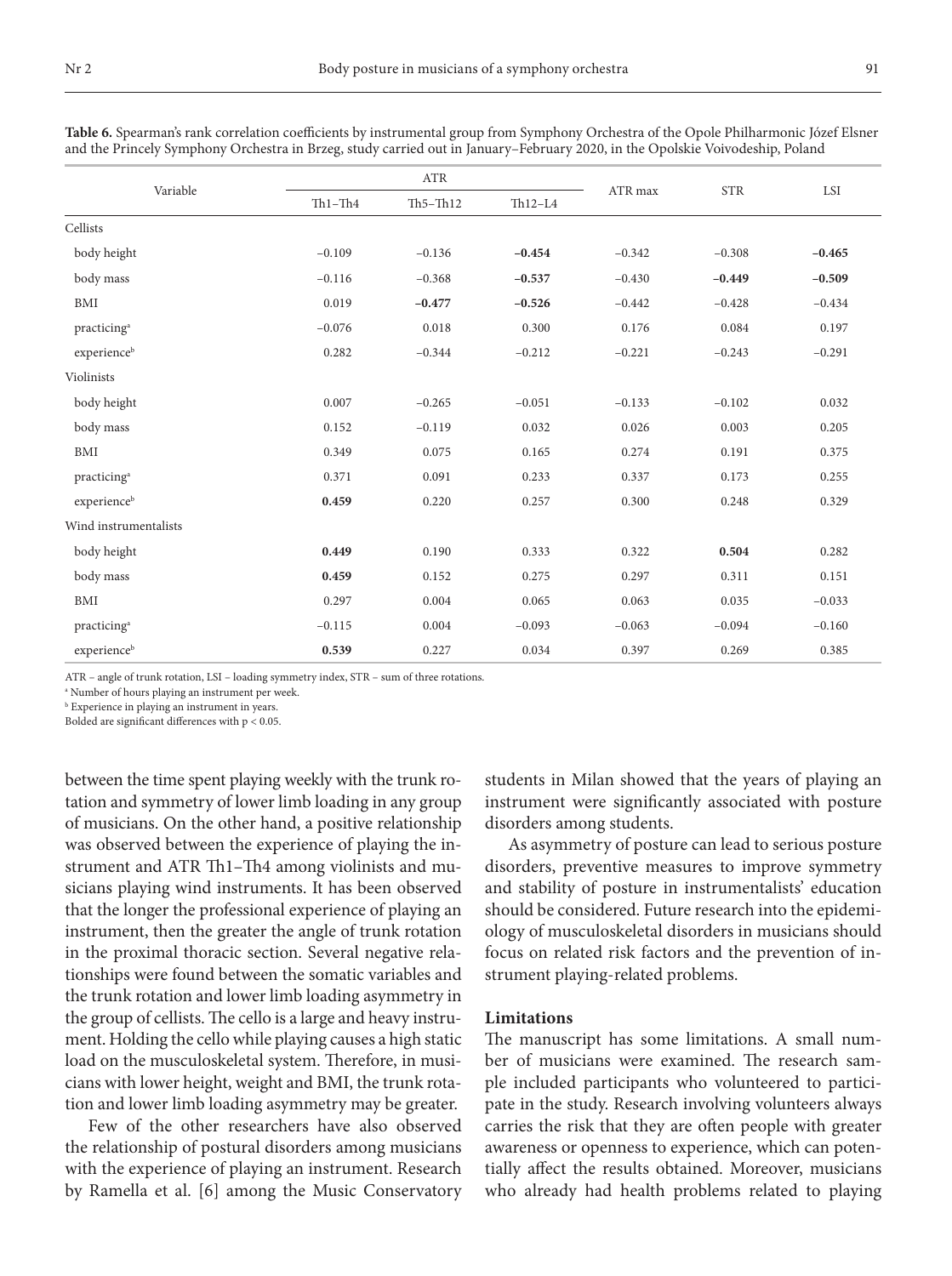**Table 6.** Spearman's rank correlation coefficients by instrumental group from Symphony Orchestra of the Opole Philharmonic Józef Elsner and the Princely Symphony Orchestra in Brzeg, study carried out in January–February 2020, in the Opolskie Voivodeship, Poland

| Variable | ATR | | | ATR max | STR | LSI |
|---|---|---|---|---|---|---|
| | Th1–Th4 | Th5–Th12 | Th12–L4 | | | |
| Cellists | | | | | | |
| body height | −0.109 | −0.136 | **−0.454** | −0.342 | −0.308 | **−0.465** |
| body mass | −0.116 | −0.368 | **−0.537** | −0.430 | **−0.449** | **−0.509** |
| BMI | 0.019 | **−0.477** | **−0.526** | −0.442 | −0.428 | −0.434 |
| practicing[a] | −0.076 | 0.018 | 0.300 | 0.176 | 0.084 | 0.197 |
| experience[b] | 0.282 | −0.344 | −0.212 | −0.221 | −0.243 | −0.291 |
| Violinists | | | | | | |
| body height | 0.007 | −0.265 | −0.051 | −0.133 | −0.102 | 0.032 |
| body mass | 0.152 | −0.119 | 0.032 | 0.026 | 0.003 | 0.205 |
| BMI | 0.349 | 0.075 | 0.165 | 0.274 | 0.191 | 0.375 |
| practicing[a] | 0.371 | 0.091 | 0.233 | 0.337 | 0.173 | 0.255 |
| experience[b] | **0.459** | 0.220 | 0.257 | 0.300 | 0.248 | 0.329 |
| Wind instrumentalists | | | | | | |
| body height | **0.449** | 0.190 | 0.333 | 0.322 | **0.504** | 0.282 |
| body mass | **0.459** | 0.152 | 0.275 | 0.297 | 0.311 | 0.151 |
| BMI | 0.297 | 0.004 | 0.065 | 0.063 | 0.035 | −0.033 |
| practicing[a] | −0.115 | 0.004 | −0.093 | −0.063 | −0.094 | −0.160 |
| experience[b] | **0.539** | 0.227 | 0.034 | 0.397 | 0.269 | 0.385 |

ATR – angle of trunk rotation, LSI – loading symmetry index, STR – sum of three rotations.

[a] Number of hours playing an instrument per week.

[b] Experience in playing an instrument in years.

Bolded are significant differences with $p < 0.05$.

between the time spent playing weekly with the trunk rotation and symmetry of lower limb loading in any group of musicians. On the other hand, a positive relationship was observed between the experience of playing the instrument and ATR Th1–Th4 among violinists and musicians playing wind instruments. It has been observed that the longer the professional experience of playing an instrument, then the greater the angle of trunk rotation in the proximal thoracic section. Several negative relationships were found between the somatic variables and the trunk rotation and lower limb loading asymmetry in the group of cellists. The cello is a large and heavy instrument. Holding the cello while playing causes a high static load on the musculoskeletal system. Therefore, in musicians with lower height, weight and BMI, the trunk rotation and lower limb loading asymmetry may be greater.

Few of the other researchers have also observed the relationship of postural disorders among musicians with the experience of playing an instrument. Research by Ramella et al. [6] among the Music Conservatory students in Milan showed that the years of playing an instrument were significantly associated with posture disorders among students.

As asymmetry of posture can lead to serious posture disorders, preventive measures to improve symmetry and stability of posture in instrumentalists' education should be considered. Future research into the epidemiology of musculoskeletal disorders in musicians should focus on related risk factors and the prevention of instrument playing-related problems.

### Limitations

The manuscript has some limitations. A small number of musicians were examined. The research sample included participants who volunteered to participate in the study. Research involving volunteers always carries the risk that they are often people with greater awareness or openness to experience, which can potentially affect the results obtained. Moreover, musicians who already had health problems related to playing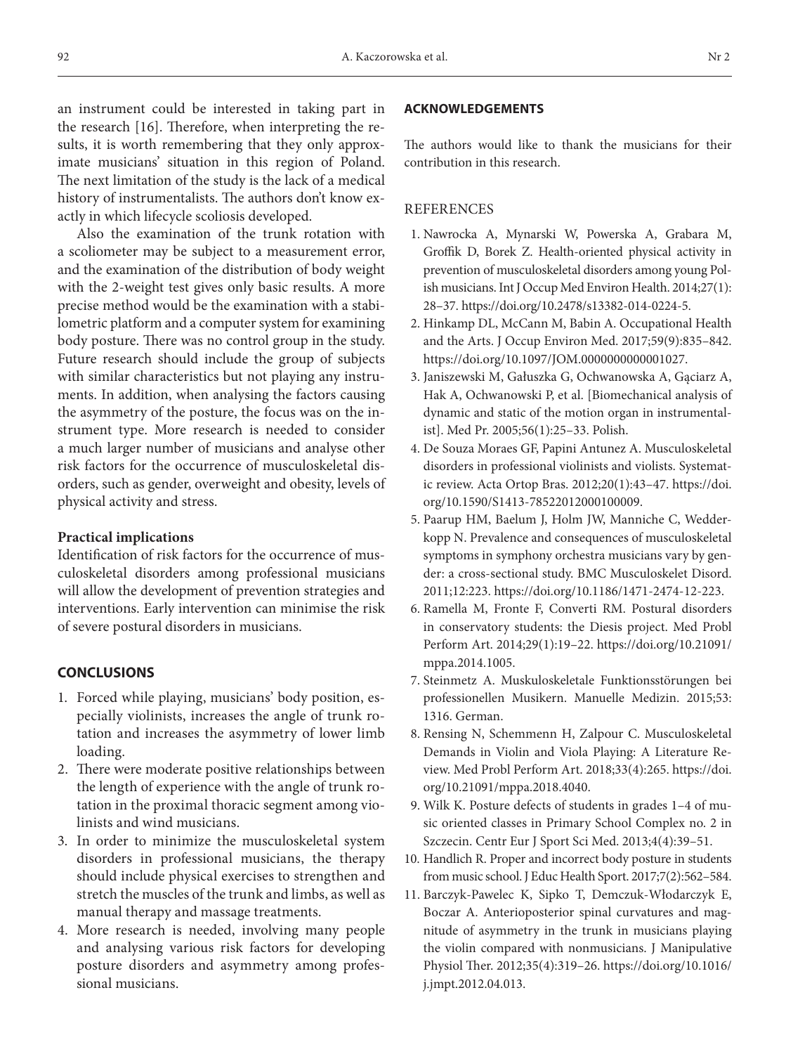an instrument could be interested in taking part in the research [16]. Therefore, when interpreting the results, it is worth remembering that they only approximate musicians' situation in this region of Poland. The next limitation of the study is the lack of a medical history of instrumentalists. The authors don't know exactly in which lifecycle scoliosis developed.

Also the examination of the trunk rotation with a scoliometer may be subject to a measurement error, and the examination of the distribution of body weight with the 2-weight test gives only basic results. A more precise method would be the examination with a stabilometric platform and a computer system for examining body posture. There was no control group in the study. Future research should include the group of subjects with similar characteristics but not playing any instruments. In addition, when analysing the factors causing the asymmetry of the posture, the focus was on the instrument type. More research is needed to consider a much larger number of musicians and analyse other risk factors for the occurrence of musculoskeletal disorders, such as gender, overweight and obesity, levels of physical activity and stress.

### Practical implications

Identification of risk factors for the occurrence of musculoskeletal disorders among professional musicians will allow the development of prevention strategies and interventions. Early intervention can minimise the risk of severe postural disorders in musicians.

## CONCLUSIONS

1. Forced while playing, musicians' body position, especially violinists, increases the angle of trunk rotation and increases the asymmetry of lower limb loading.
2. There were moderate positive relationships between the length of experience with the angle of trunk rotation in the proximal thoracic segment among violinists and wind musicians.
3. In order to minimize the musculoskeletal system disorders in professional musicians, the therapy should include physical exercises to strengthen and stretch the muscles of the trunk and limbs, as well as manual therapy and massage treatments.
4. More research is needed, involving many people and analysing various risk factors for developing posture disorders and asymmetry among professional musicians.

## ACKNOWLEDGEMENTS

The authors would like to thank the musicians for their contribution in this research.

## REFERENCES

1. Nawrocka A, Mynarski W, Powerska A, Grabara M, Groffik D, Borek Z. Health-oriented physical activity in prevention of musculoskeletal disorders among young Polish musicians. Int J Occup Med Environ Health. 2014;27(1):28–37. https://doi.org/10.2478/s13382-014-0224-5.
2. Hinkamp DL, McCann M, Babin A. Occupational Health and the Arts. J Occup Environ Med. 2017;59(9):835–842. https://doi.org/10.1097/JOM.0000000000001027.
3. Janiszewski M, Gałuszka G, Ochwanowska A, Gąciarz A, Hak A, Ochwanowski P, et al. [Biomechanical analysis of dynamic and static of the motion organ in instrumentalist]. Med Pr. 2005;56(1):25–33. Polish.
4. De Souza Moraes GF, Papini Antunez A. Musculoskeletal disorders in professional violinists and violists. Systematic review. Acta Ortop Bras. 2012;20(1):43–47. https://doi.org/10.1590/S1413-78522012000100009.
5. Paarup HM, Baelum J, Holm JW, Manniche C, Wedderkopp N. Prevalence and consequences of musculoskeletal symptoms in symphony orchestra musicians vary by gender: a cross-sectional study. BMC Musculoskelet Disord. 2011;12:223. https://doi.org/10.1186/1471-2474-12-223.
6. Ramella M, Fronte F, Converti RM. Postural disorders in conservatory students: the Diesis project. Med Probl Perform Art. 2014;29(1):19–22. https://doi.org/10.21091/mppa.2014.1005.
7. Steinmetz A. Muskuloskeletale Funktionsstörungen bei professionellen Musikern. Manuelle Medizin. 2015;53:1316. German.
8. Rensing N, Schemmenn H, Zalpour C. Musculoskeletal Demands in Violin and Viola Playing: A Literature Review. Med Probl Perform Art. 2018;33(4):265. https://doi.org/10.21091/mppa.2018.4040.
9. Wilk K. Posture defects of students in grades 1–4 of music oriented classes in Primary School Complex no. 2 in Szczecin. Centr Eur J Sport Sci Med. 2013;4(4):39–51.
10. Handlich R. Proper and incorrect body posture in students from music school. J Educ Health Sport. 2017;7(2):562–584.
11. Barczyk-Pawelec K, Sipko T, Demczuk-Włodarczyk E, Boczar A. Anterioposterior spinal curvatures and magnitude of asymmetry in the trunk in musicians playing the violin compared with nonmusicians. J Manipulative Physiol Ther. 2012;35(4):319–26. https://doi.org/10.1016/j.jmpt.2012.04.013.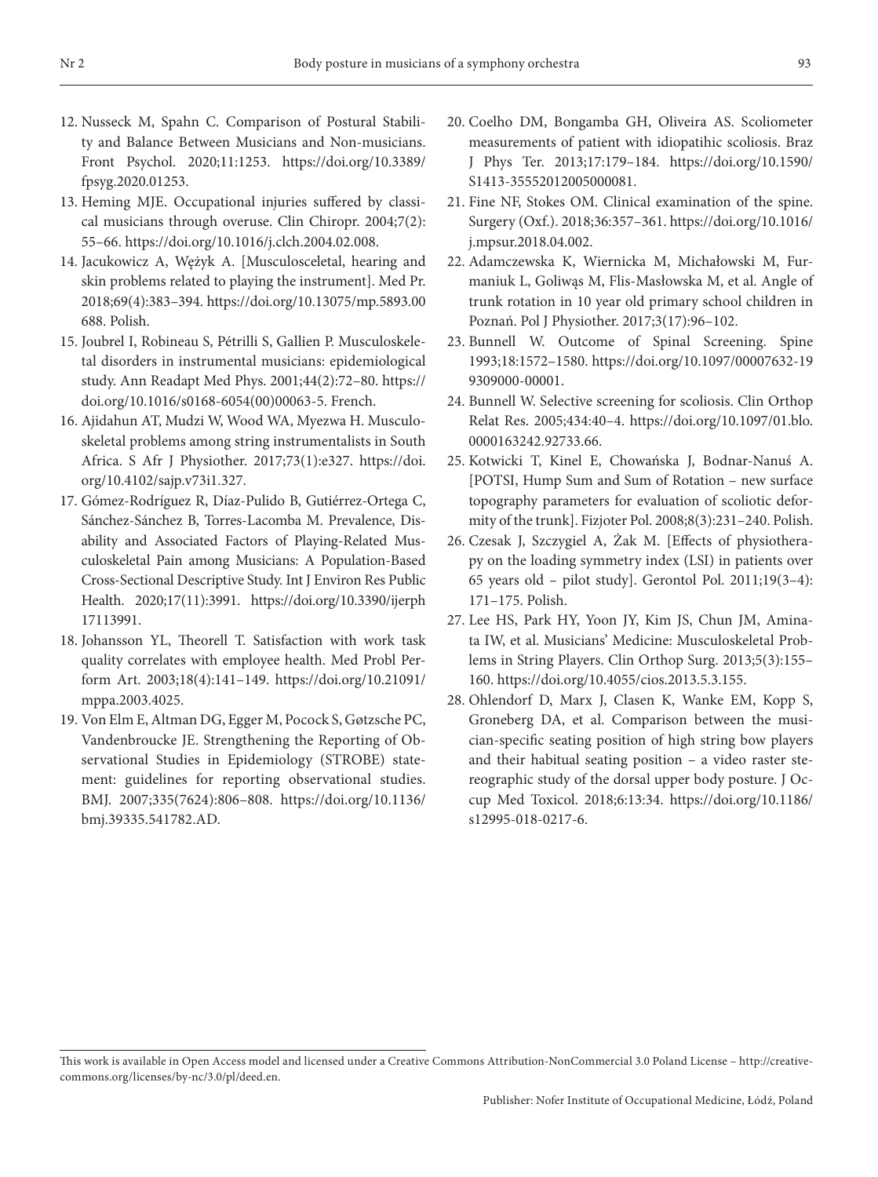12. Nusseck M, Spahn C. Comparison of Postural Stability and Balance Between Musicians and Non-musicians. Front Psychol. 2020;11:1253. https://doi.org/10.3389/fpsyg.2020.01253.
13. Heming MJE. Occupational injuries suffered by classical musicians through overuse. Clin Chiropr. 2004;7(2):55–66. https://doi.org/10.1016/j.clch.2004.02.008.
14. Jacukowicz A, Wężyk A. [Musculosceletal, hearing and skin problems related to playing the instrument]. Med Pr. 2018;69(4):383–394. https://doi.org/10.13075/mp.5893.00688. Polish.
15. Joubrel I, Robineau S, Pétrilli S, Gallien P. Musculoskeletal disorders in instrumental musicians: epidemiological study. Ann Readapt Med Phys. 2001;44(2):72–80. https://doi.org/10.1016/s0168-6054(00)00063-5. French.
16. Ajidahun AT, Mudzi W, Wood WA, Myezwa H. Musculoskeletal problems among string instrumentalists in South Africa. S Afr J Physiother. 2017;73(1):e327. https://doi.org/10.4102/sajp.v73i1.327.
17. Gómez-Rodríguez R, Díaz-Pulido B, Gutiérrez-Ortega C, Sánchez-Sánchez B, Torres-Lacomba M. Prevalence, Disability and Associated Factors of Playing-Related Musculoskeletal Pain among Musicians: A Population-Based Cross-Sectional Descriptive Study. Int J Environ Res Public Health. 2020;17(11):3991. https://doi.org/10.3390/ijerph17113991.
18. Johansson YL, Theorell T. Satisfaction with work task quality correlates with employee health. Med Probl Perform Art. 2003;18(4):141–149. https://doi.org/10.21091/mppa.2003.4025.
19. Von Elm E, Altman DG, Egger M, Pocock S, Gøtzsche PC, Vandenbroucke JE. Strengthening the Reporting of Observational Studies in Epidemiology (STROBE) statement: guidelines for reporting observational studies. BMJ. 2007;335(7624):806–808. https://doi.org/10.1136/bmj.39335.541782.AD.
20. Coelho DM, Bongamba GH, Oliveira AS. Scoliometer measurements of patient with idiopatihic scoliosis. Braz J Phys Ter. 2013;17:179–184. https://doi.org/10.1590/S1413-35552012005000081.
21. Fine NF, Stokes OM. Clinical examination of the spine. Surgery (Oxf.). 2018;36:357–361. https://doi.org/10.1016/j.mpsur.2018.04.002.
22. Adamczewska K, Wiernicka M, Michałowski M, Furmaniuk L, Goliwąs M, Flis-Masłowska M, et al. Angle of trunk rotation in 10 year old primary school children in Poznań. Pol J Physiother. 2017;3(17):96–102.
23. Bunnell W. Outcome of Spinal Screening. Spine 1993;18:1572–1580. https://doi.org/10.1097/00007632-199309000-00001.
24. Bunnell W. Selective screening for scoliosis. Clin Orthop Relat Res. 2005;434:40–4. https://doi.org/10.1097/01.blo.0000163242.92733.66.
25. Kotwicki T, Kinel E, Chowańska J, Bodnar-Nanuś A. [POTSI, Hump Sum and Sum of Rotation – new surface topography parameters for evaluation of scoliotic deformity of the trunk]. Fizjoter Pol. 2008;8(3):231–240. Polish.
26. Czesak J, Szczygiel A, Żak M. [Effects of physiotherapy on the loading symmetry index (LSI) in patients over 65 years old – pilot study]. Gerontol Pol. 2011;19(3–4):171–175. Polish.
27. Lee HS, Park HY, Yoon JY, Kim JS, Chun JM, Aminata IW, et al. Musicians' Medicine: Musculoskeletal Problems in String Players. Clin Orthop Surg. 2013;5(3):155–160. https://doi.org/10.4055/cios.2013.5.3.155.
28. Ohlendorf D, Marx J, Clasen K, Wanke EM, Kopp S, Groneberg DA, et al. Comparison between the musician-specific seating position of high string bow players and their habitual seating position – a video raster stereographic study of the dorsal upper body posture. J Occup Med Toxicol. 2018;6:13:34. https://doi.org/10.1186/s12995-018-0217-6.

This work is available in Open Access model and licensed under a Creative Commons Attribution-NonCommercial 3.0 Poland License – http://creativecommons.org/licenses/by-nc/3.0/pl/deed.en.

Publisher: Nofer Institute of Occupational Medicine, Łódź, Poland